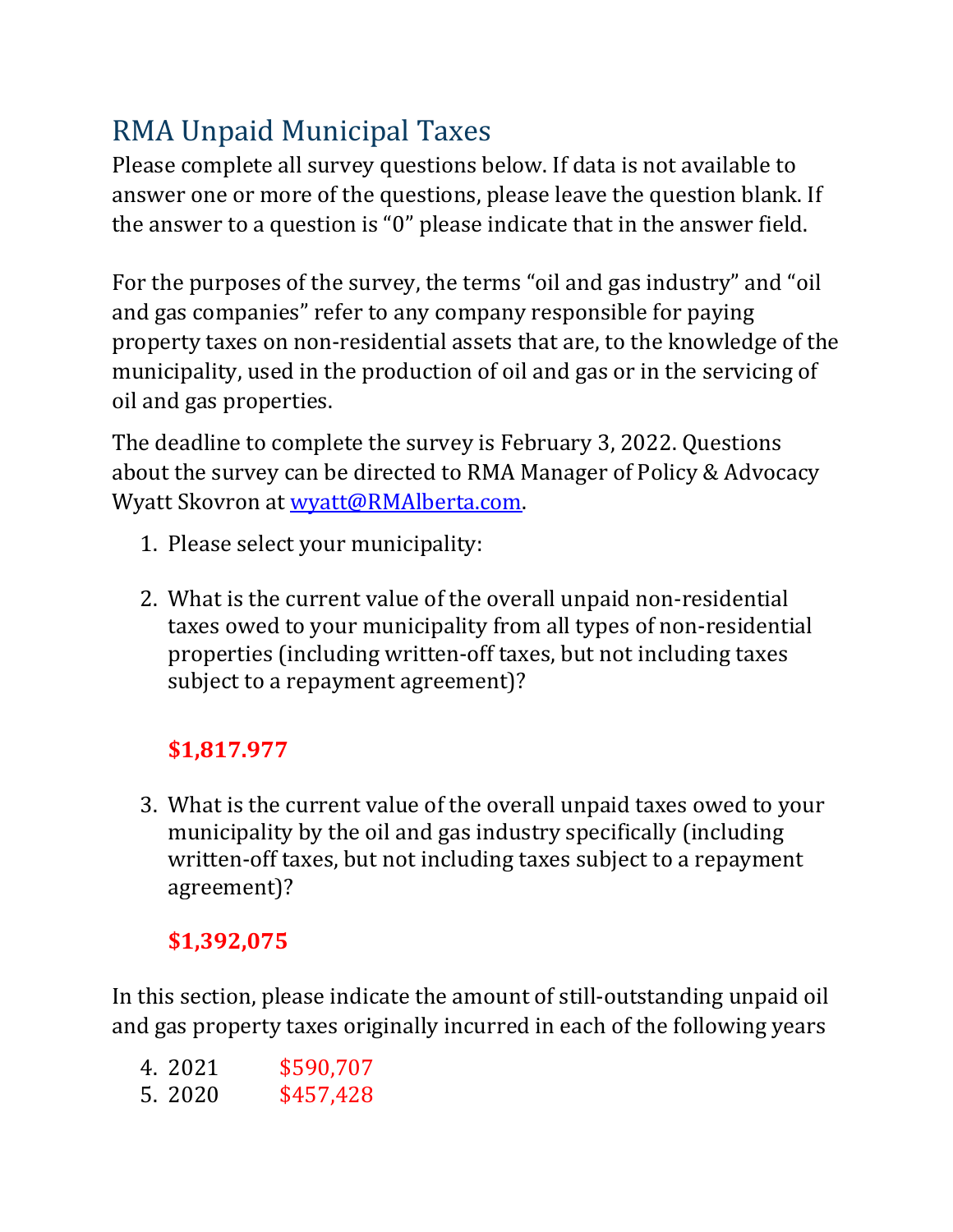# RMA Unpaid Municipal Taxes

Please complete all survey questions below. If data is not available to answer one or more of the questions, please leave the question blank. If the answer to a question is "0" please indicate that in the answer field.

For the purposes of the survey, the terms "oil and gas industry" and "oil and gas companies" refer to any company responsible for paying property taxes on non-residential assets that are, to the knowledge of the municipality, used in the production of oil and gas or in the servicing of oil and gas properties.

The deadline to complete the survey is February 3, 2022. Questions about the survey can be directed to RMA Manager of Policy & Advocacy Wyatt Skovron at wyatt@RMAlberta.com.

1. Please select your municipality:

2. What is the current value of the overall unpaid non-residential taxes owed to your municipality from all types of non-residential properties (including written-off taxes, but not including taxes subject to a repayment agreement)?

   **$1,817.977**

3. What is the current value of the overall unpaid taxes owed to your municipality by the oil and gas industry specifically (including written-off taxes, but not including taxes subject to a repayment agreement)?

   **$1,392,075**

In this section, please indicate the amount of still-outstanding unpaid oil and gas property taxes originally incurred in each of the following years

4. 2021 $590,707
5. 2020 $457,428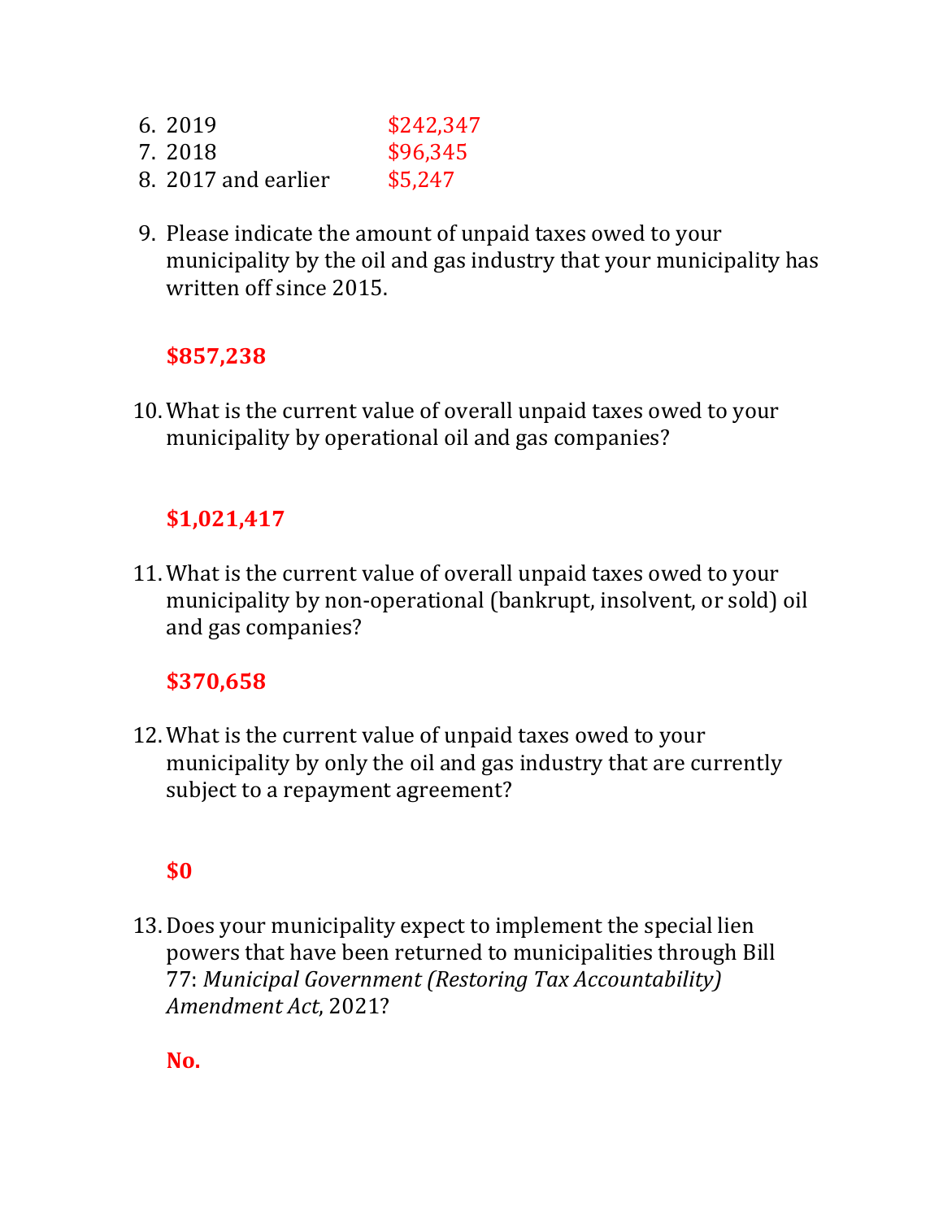6. 2019 $242,347
7. 2018 $96,345
8. 2017 and earlier $5,247

9. Please indicate the amount of unpaid taxes owed to your municipality by the oil and gas industry that your municipality has written off since 2015.

   **$857,238**

10. What is the current value of overall unpaid taxes owed to your municipality by operational oil and gas companies?

    **$1,021,417**

11. What is the current value of overall unpaid taxes owed to your municipality by non-operational (bankrupt, insolvent, or sold) oil and gas companies?

    **$370,658**

12. What is the current value of unpaid taxes owed to your municipality by only the oil and gas industry that are currently subject to a repayment agreement?

    **$0**

13. Does your municipality expect to implement the special lien powers that have been returned to municipalities through Bill 77: *Municipal Government (Restoring Tax Accountability) Amendment Act*, 2021?

    **No.**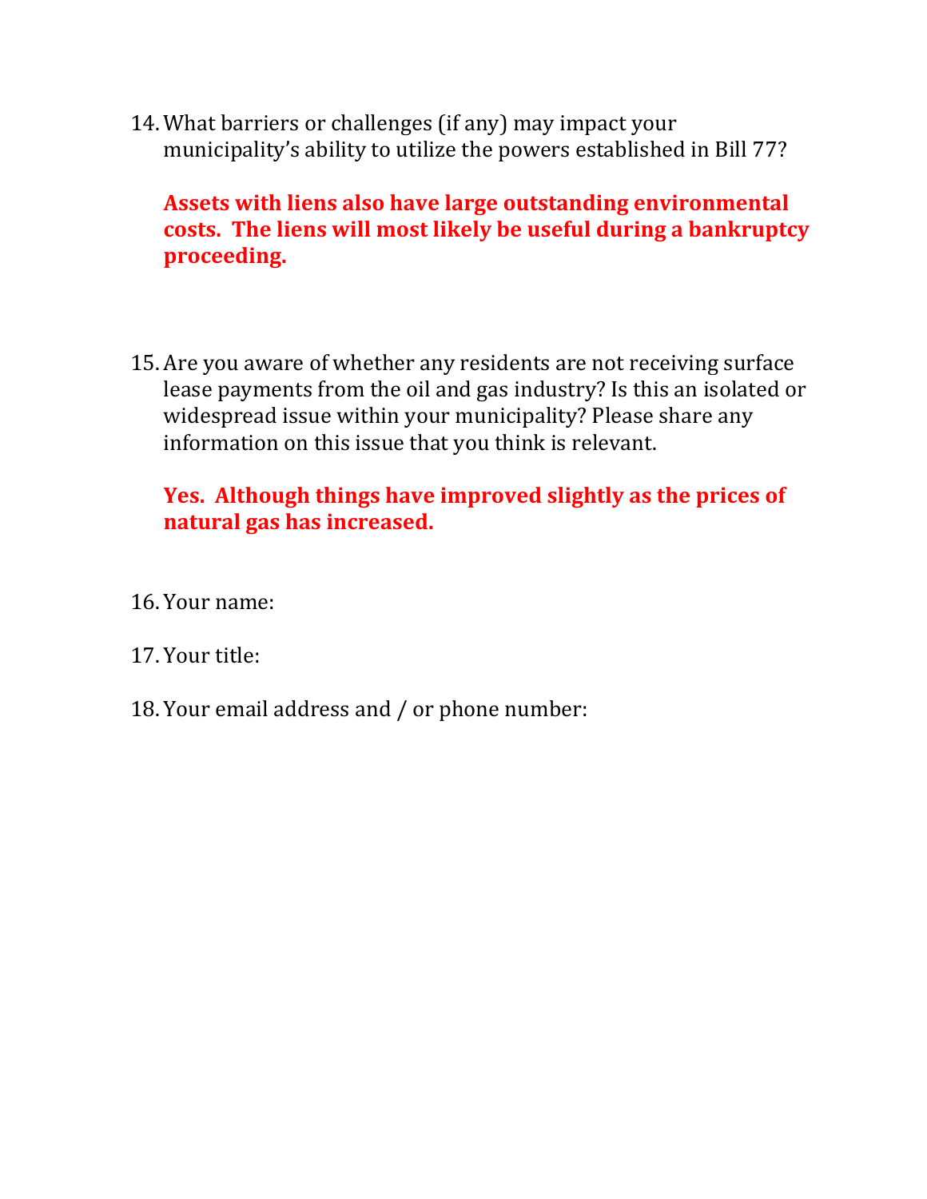14. What barriers or challenges (if any) may impact your municipality's ability to utilize the powers established in Bill 77?

    **Assets with liens also have large outstanding environmental costs. The liens will most likely be useful during a bankruptcy proceeding.**

15. Are you aware of whether any residents are not receiving surface lease payments from the oil and gas industry? Is this an isolated or widespread issue within your municipality? Please share any information on this issue that you think is relevant.

    **Yes. Although things have improved slightly as the prices of natural gas has increased.**

16. Your name:

17. Your title:

18. Your email address and / or phone number: